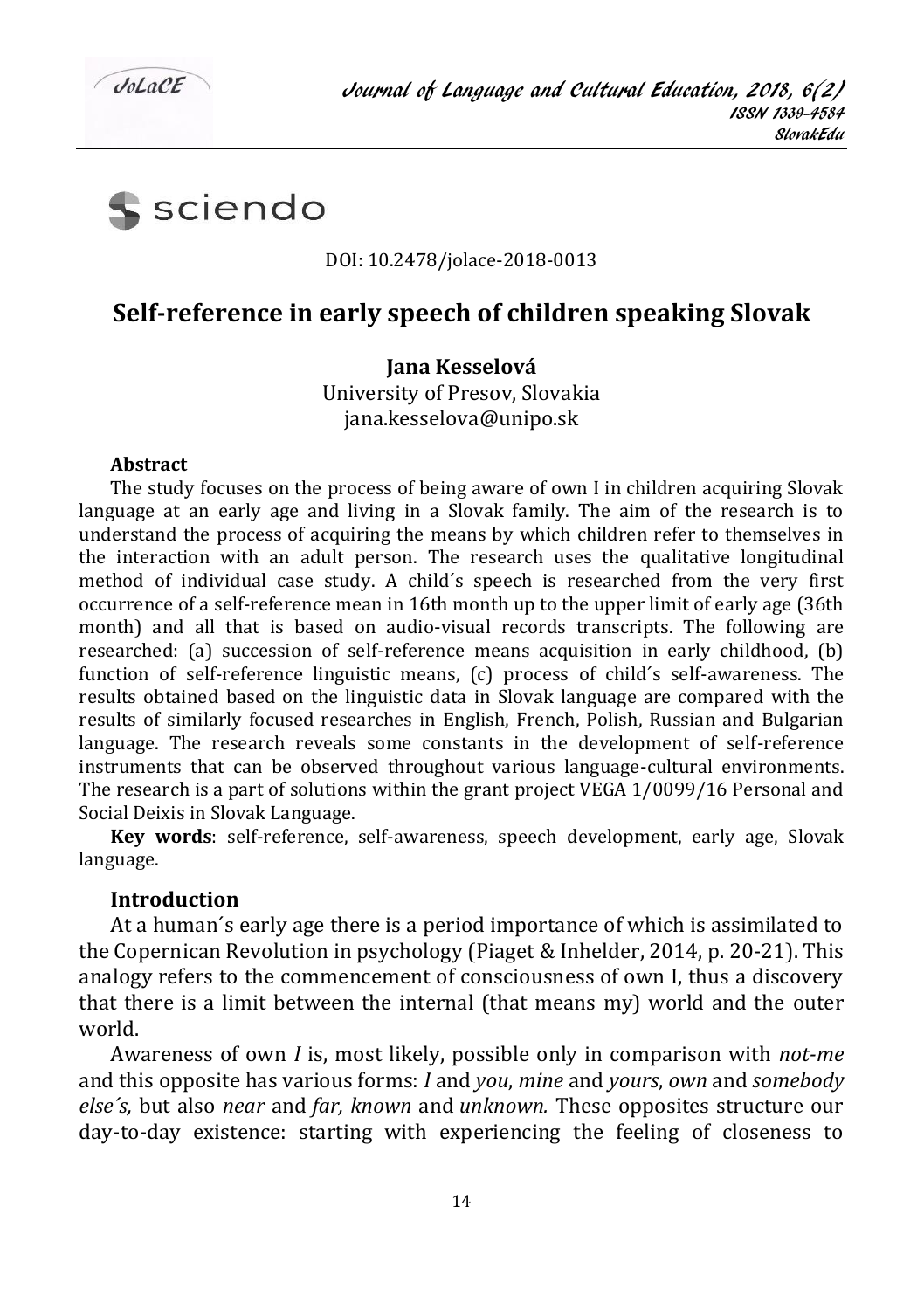DOI: 10.2478/jolace-2018-0013

# Self-reference in early speech of children speaking Slovak

**Jana Kesselová**
University of Presov, Slovakia
jana.kesselova@unipo.sk

### Abstract

The study focuses on the process of being aware of own I in children acquiring Slovak language at an early age and living in a Slovak family. The aim of the research is to understand the process of acquiring the means by which children refer to themselves in the interaction with an adult person. The research uses the qualitative longitudinal method of individual case study. A child´s speech is researched from the very first occurrence of a self-reference mean in 16th month up to the upper limit of early age (36th month) and all that is based on audio-visual records transcripts. The following are researched: (a) succession of self-reference means acquisition in early childhood, (b) function of self-reference linguistic means, (c) process of child´s self-awareness. The results obtained based on the linguistic data in Slovak language are compared with the results of similarly focused researches in English, French, Polish, Russian and Bulgarian language. The research reveals some constants in the development of self-reference instruments that can be observed throughout various language-cultural environments. The research is a part of solutions within the grant project VEGA 1/0099/16 Personal and Social Deixis in Slovak Language.

**Key words**: self-reference, self-awareness, speech development, early age, Slovak language.

### Introduction

At a human´s early age there is a period importance of which is assimilated to the Copernican Revolution in psychology (Piaget & Inhelder, 2014, p. 20-21). This analogy refers to the commencement of consciousness of own I, thus a discovery that there is a limit between the internal (that means my) world and the outer world.

Awareness of own *I* is, most likely, possible only in comparison with *not-me* and this opposite has various forms: *I* and *you*, *mine* and *yours*, *own* and *somebody else´s,* but also *near* and *far, known* and *unknown.* These opposites structure our day-to-day existence: starting with experiencing the feeling of closeness to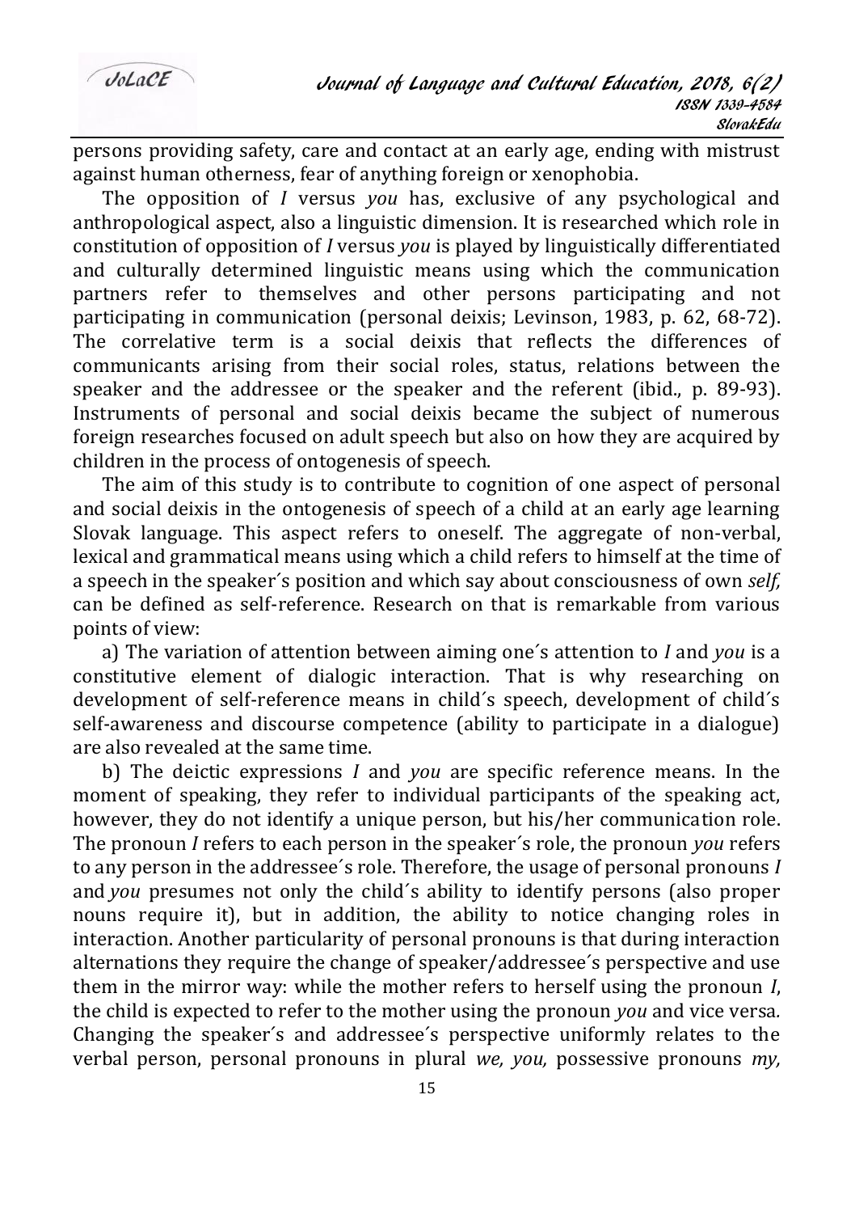persons providing safety, care and contact at an early age, ending with mistrust against human otherness, fear of anything foreign or xenophobia.

The opposition of *I* versus *you* has, exclusive of any psychological and anthropological aspect, also a linguistic dimension. It is researched which role in constitution of opposition of *I* versus *you* is played by linguistically differentiated and culturally determined linguistic means using which the communication partners refer to themselves and other persons participating and not participating in communication (personal deixis; Levinson, 1983, p. 62, 68-72). The correlative term is a social deixis that reflects the differences of communicants arising from their social roles, status, relations between the speaker and the addressee or the speaker and the referent (ibid., p. 89-93). Instruments of personal and social deixis became the subject of numerous foreign researches focused on adult speech but also on how they are acquired by children in the process of ontogenesis of speech.

The aim of this study is to contribute to cognition of one aspect of personal and social deixis in the ontogenesis of speech of a child at an early age learning Slovak language. This aspect refers to oneself. The aggregate of non-verbal, lexical and grammatical means using which a child refers to himself at the time of a speech in the speaker´s position and which say about consciousness of own *self*, can be defined as self-reference. Research on that is remarkable from various points of view:

a) The variation of attention between aiming one´s attention to *I* and *you* is a constitutive element of dialogic interaction. That is why researching on development of self-reference means in child´s speech, development of child´s self-awareness and discourse competence (ability to participate in a dialogue) are also revealed at the same time.

b) The deictic expressions *I* and *you* are specific reference means. In the moment of speaking, they refer to individual participants of the speaking act, however, they do not identify a unique person, but his/her communication role. The pronoun *I* refers to each person in the speaker´s role, the pronoun *you* refers to any person in the addressee´s role. Therefore, the usage of personal pronouns *I* and *you* presumes not only the child´s ability to identify persons (also proper nouns require it), but in addition, the ability to notice changing roles in interaction. Another particularity of personal pronouns is that during interaction alternations they require the change of speaker/addressee´s perspective and use them in the mirror way: while the mother refers to herself using the pronoun *I*, the child is expected to refer to the mother using the pronoun *you* and vice versa. Changing the speaker´s and addressee´s perspective uniformly relates to the verbal person, personal pronouns in plural *we, you,* possessive pronouns *my,*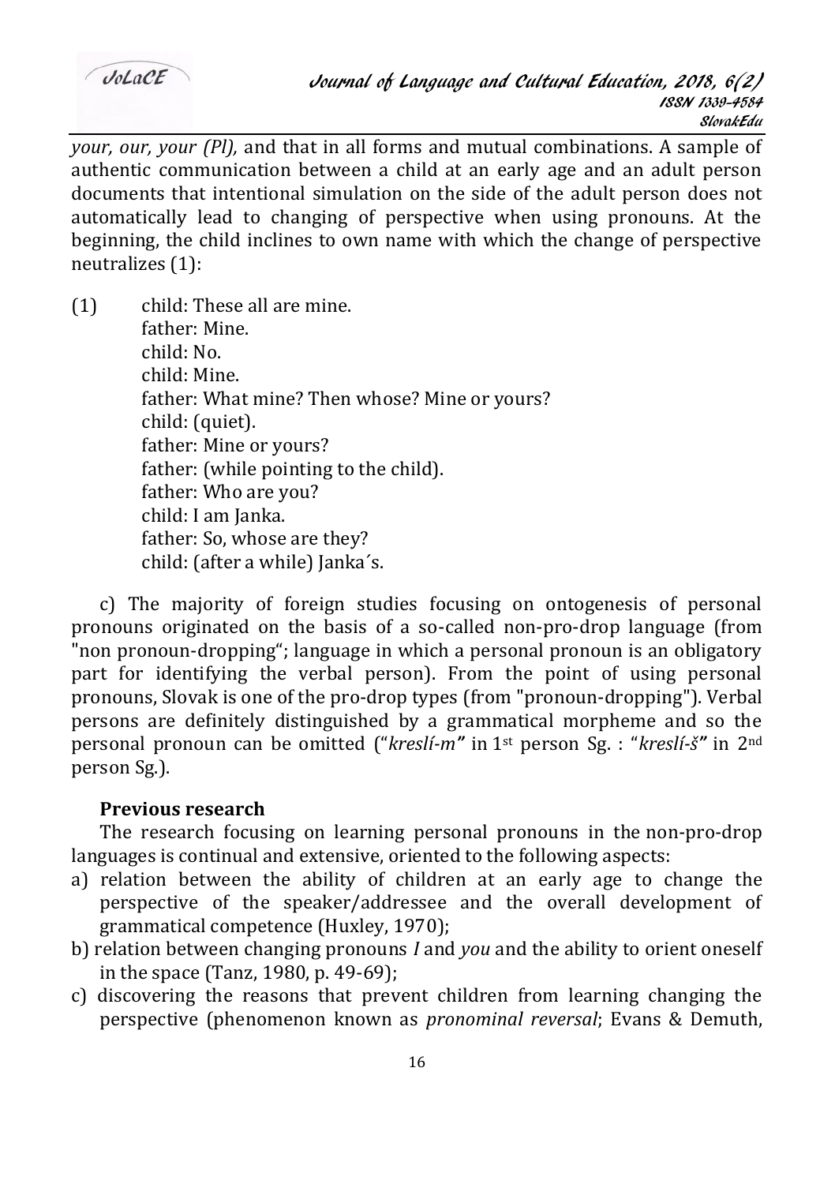*your, our, your (Pl),* and that in all forms and mutual combinations. A sample of authentic communication between a child at an early age and an adult person documents that intentional simulation on the side of the adult person does not automatically lead to changing of perspective when using pronouns. At the beginning, the child inclines to own name with which the change of perspective neutralizes (1):

(1) child: These all are mine.
father: Mine.
child: No.
child: Mine.
father: What mine? Then whose? Mine or yours?
child: (quiet).
father: Mine or yours?
father: (while pointing to the child).
father: Who are you?
child: I am Janka.
father: So, whose are they?
child: (after a while) Janka´s.

c) The majority of foreign studies focusing on ontogenesis of personal pronouns originated on the basis of a so-called non-pro-drop language (from "non pronoun-dropping"; language in which a personal pronoun is an obligatory part for identifying the verbal person). From the point of using personal pronouns, Slovak is one of the pro-drop types (from "pronoun-dropping"). Verbal persons are definitely distinguished by a grammatical morpheme and so the personal pronoun can be omitted ("*kreslí-m*" in 1st person Sg. : "*kreslí-š*" in 2nd person Sg.).

**Previous research**

The research focusing on learning personal pronouns in the non-pro-drop languages is continual and extensive, oriented to the following aspects:

a) relation between the ability of children at an early age to change the perspective of the speaker/addressee and the overall development of grammatical competence (Huxley, 1970);
b) relation between changing pronouns *I* and *you* and the ability to orient oneself in the space (Tanz, 1980, p. 49-69);
c) discovering the reasons that prevent children from learning changing the perspective (phenomenon known as *pronominal reversal*; Evans & Demuth,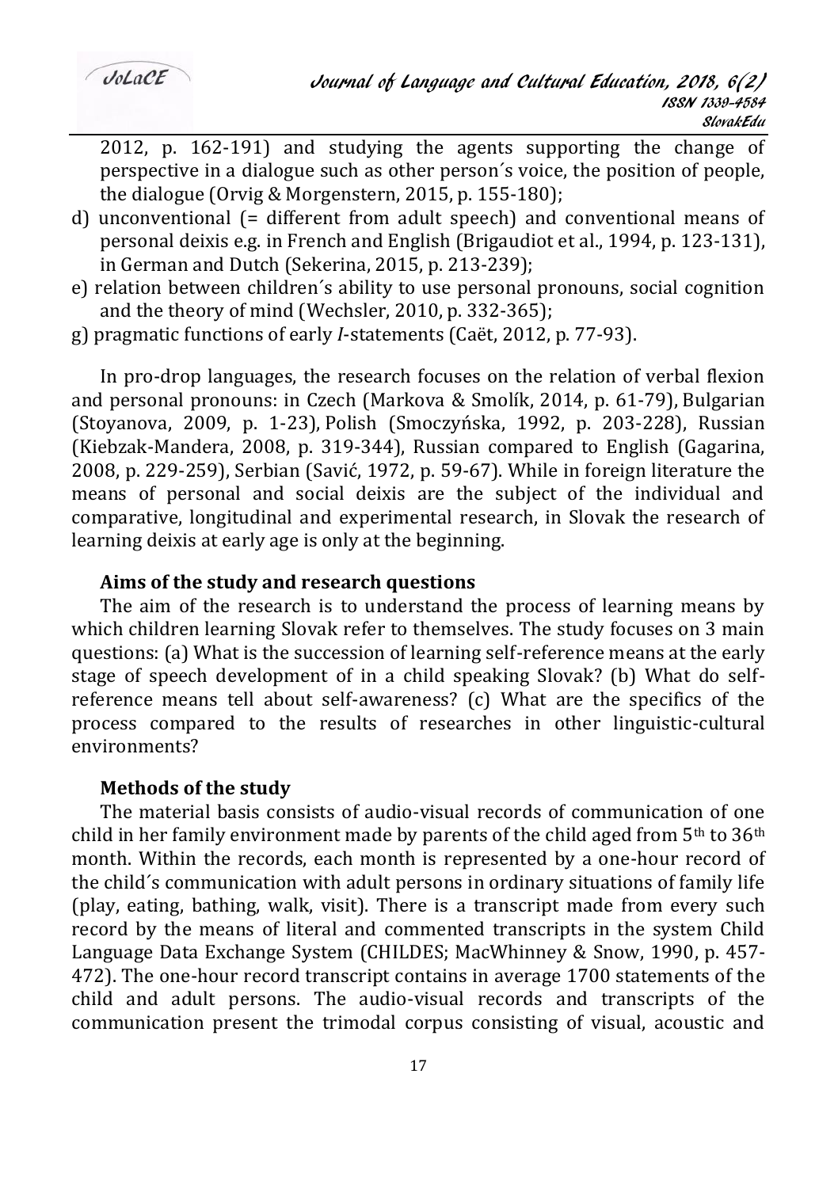2012, p. 162-191) and studying the agents supporting the change of perspective in a dialogue such as other person´s voice, the position of people, the dialogue (Orvig & Morgenstern, 2015, p. 155-180);

d) unconventional (= different from adult speech) and conventional means of personal deixis e.g. in French and English (Brigaudiot et al., 1994, p. 123-131), in German and Dutch (Sekerina, 2015, p. 213-239);
e) relation between children´s ability to use personal pronouns, social cognition and the theory of mind (Wechsler, 2010, p. 332-365);
g) pragmatic functions of early *I*-statements (Caët, 2012, p. 77-93).

In pro-drop languages, the research focuses on the relation of verbal flexion and personal pronouns: in Czech (Markova & Smolík, 2014, p. 61-79), Bulgarian (Stoyanova, 2009, p. 1-23), Polish (Smoczyńska, 1992, p. 203-228), Russian (Kiebzak-Mandera, 2008, p. 319-344), Russian compared to English (Gagarina, 2008, p. 229-259), Serbian (Savić, 1972, p. 59-67). While in foreign literature the means of personal and social deixis are the subject of the individual and comparative, longitudinal and experimental research, in Slovak the research of learning deixis at early age is only at the beginning.

### Aims of the study and research questions

The aim of the research is to understand the process of learning means by which children learning Slovak refer to themselves. The study focuses on 3 main questions: (a) What is the succession of learning self-reference means at the early stage of speech development of in a child speaking Slovak? (b) What do self-reference means tell about self-awareness? (c) What are the specifics of the process compared to the results of researches in other linguistic-cultural environments?

### Methods of the study

The material basis consists of audio-visual records of communication of one child in her family environment made by parents of the child aged from 5th to 36th month. Within the records, each month is represented by a one-hour record of the child´s communication with adult persons in ordinary situations of family life (play, eating, bathing, walk, visit). There is a transcript made from every such record by the means of literal and commented transcripts in the system Child Language Data Exchange System (CHILDES; MacWhinney & Snow, 1990, p. 457-472). The one-hour record transcript contains in average 1700 statements of the child and adult persons. The audio-visual records and transcripts of the communication present the trimodal corpus consisting of visual, acoustic and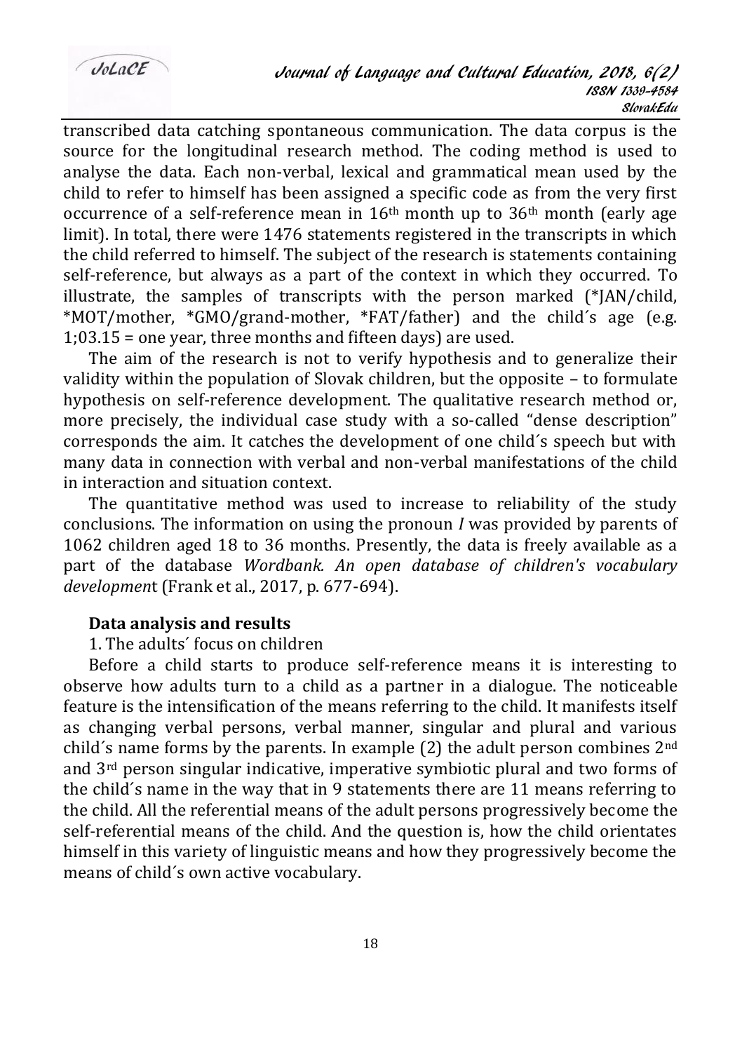transcribed data catching spontaneous communication. The data corpus is the source for the longitudinal research method. The coding method is used to analyse the data. Each non-verbal, lexical and grammatical mean used by the child to refer to himself has been assigned a specific code as from the very first occurrence of a self-reference mean in 16th month up to 36th month (early age limit). In total, there were 1476 statements registered in the transcripts in which the child referred to himself. The subject of the research is statements containing self-reference, but always as a part of the context in which they occurred. To illustrate, the samples of transcripts with the person marked (*JAN/child, *MOT/mother, *GMO/grand-mother, *FAT/father) and the child´s age (e.g. 1;03.15 = one year, three months and fifteen days) are used.

The aim of the research is not to verify hypothesis and to generalize their validity within the population of Slovak children, but the opposite – to formulate hypothesis on self-reference development. The qualitative research method or, more precisely, the individual case study with a so-called "dense description" corresponds the aim. It catches the development of one child´s speech but with many data in connection with verbal and non-verbal manifestations of the child in interaction and situation context.

The quantitative method was used to increase to reliability of the study conclusions. The information on using the pronoun *I* was provided by parents of 1062 children aged 18 to 36 months. Presently, the data is freely available as a part of the database *Wordbank. An open database of children's vocabulary development* (Frank et al., 2017, p. 677-694).

**Data analysis and results**

1. The adults´ focus on children

Before a child starts to produce self-reference means it is interesting to observe how adults turn to a child as a partner in a dialogue. The noticeable feature is the intensification of the means referring to the child. It manifests itself as changing verbal persons, verbal manner, singular and plural and various child´s name forms by the parents. In example (2) the adult person combines 2nd and 3rd person singular indicative, imperative symbiotic plural and two forms of the child´s name in the way that in 9 statements there are 11 means referring to the child. All the referential means of the adult persons progressively become the self-referential means of the child. And the question is, how the child orientates himself in this variety of linguistic means and how they progressively become the means of child´s own active vocabulary.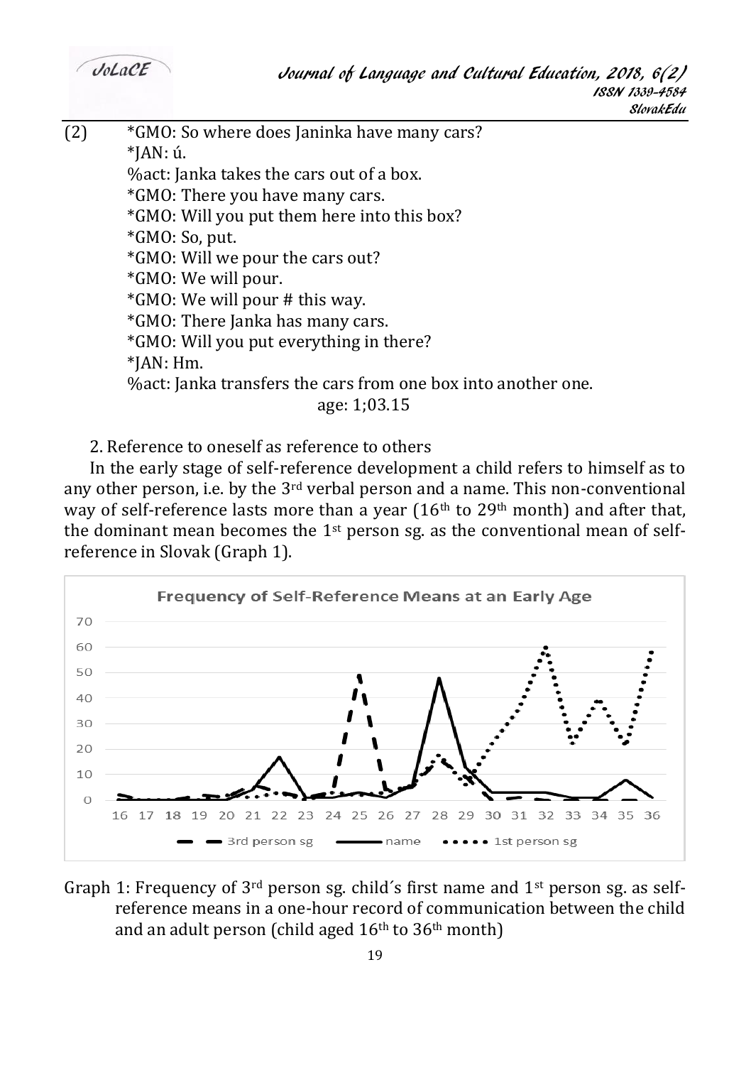(2) *GMO: So where does Janinka have many cars?
*JAN: ú.
%act: Janka takes the cars out of a box.
*GMO: There you have many cars.
*GMO: Will you put them here into this box?
*GMO: So, put.
*GMO: Will we pour the cars out?
*GMO: We will pour.
*GMO: We will pour # this way.
*GMO: There Janka has many cars.
*GMO: Will you put everything in there?
*JAN: Hm.
%act: Janka transfers the cars from one box into another one.
age: 1;03.15

2. Reference to oneself as reference to others

In the early stage of self-reference development a child refers to himself as to any other person, i.e. by the 3rd verbal person and a name. This non-conventional way of self-reference lasts more than a year (16th to 29th month) and after that, the dominant mean becomes the 1st person sg. as the conventional mean of self-reference in Slovak (Graph 1).

Graph 1: Frequency of 3rd person sg. child´s first name and 1st person sg. as self-reference means in a one-hour record of communication between the child and an adult person (child aged 16th to 36th month)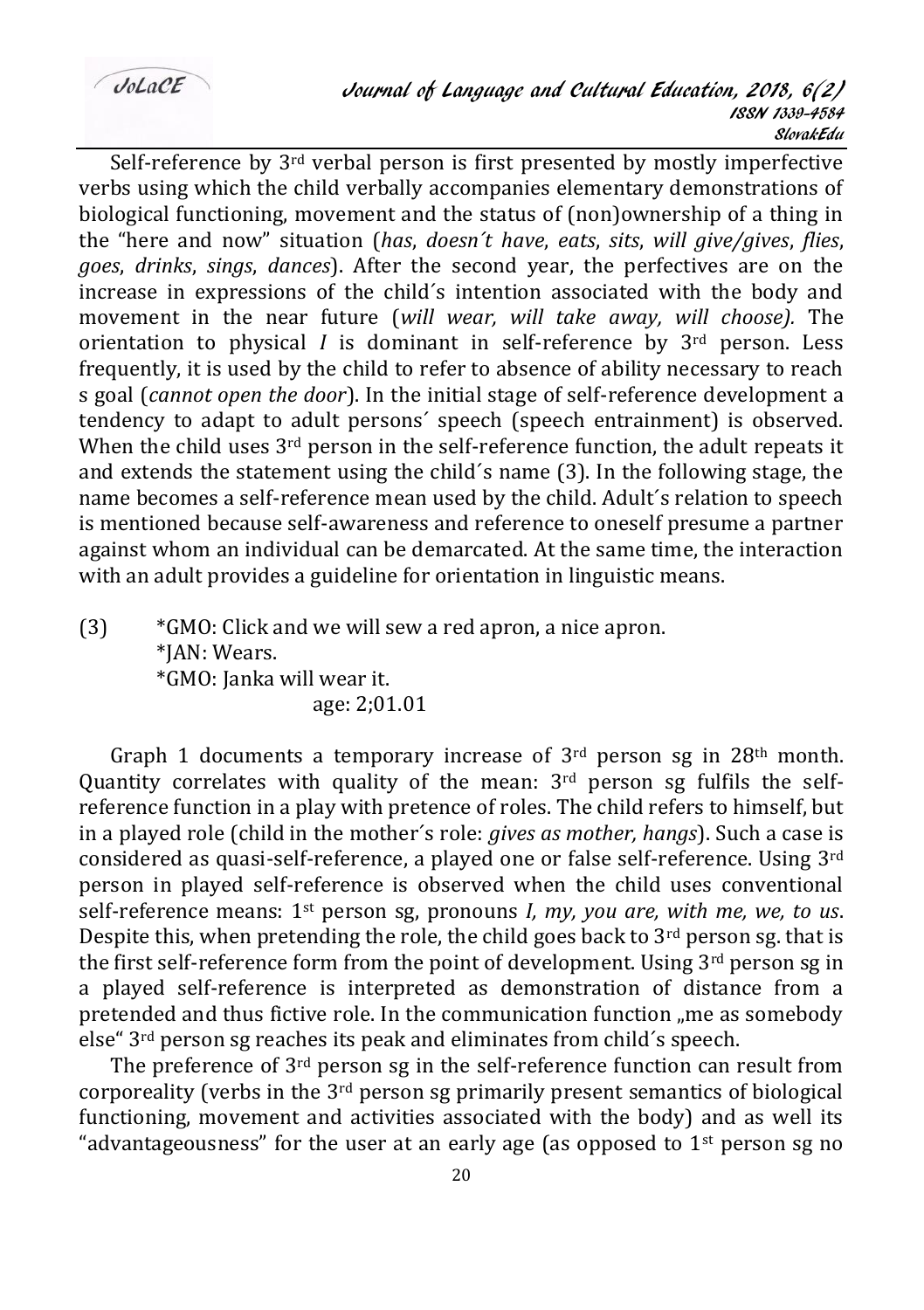Self-reference by 3rd verbal person is first presented by mostly imperfective verbs using which the child verbally accompanies elementary demonstrations of biological functioning, movement and the status of (non)ownership of a thing in the "here and now" situation (*has*, *doesn´t have*, *eats*, *sits*, *will give/gives*, *flies*, *goes*, *drinks*, *sings*, *dances*). After the second year, the perfectives are on the increase in expressions of the child´s intention associated with the body and movement in the near future (*will wear, will take away, will choose).* The orientation to physical *I* is dominant in self-reference by 3rd person. Less frequently, it is used by the child to refer to absence of ability necessary to reach s goal (*cannot open the door*). In the initial stage of self-reference development a tendency to adapt to adult persons´ speech (speech entrainment) is observed. When the child uses 3rd person in the self-reference function, the adult repeats it and extends the statement using the child´s name (3). In the following stage, the name becomes a self-reference mean used by the child. Adult´s relation to speech is mentioned because self-awareness and reference to oneself presume a partner against whom an individual can be demarcated. At the same time, the interaction with an adult provides a guideline for orientation in linguistic means.

(3) *GMO: Click and we will sew a red apron, a nice apron.
*JAN: Wears.
*GMO: Janka will wear it.
age: 2;01.01

Graph 1 documents a temporary increase of 3rd person sg in 28th month. Quantity correlates with quality of the mean: 3rd person sg fulfils the self-reference function in a play with pretence of roles. The child refers to himself, but in a played role (child in the mother´s role: *gives as mother, hangs*). Such a case is considered as quasi-self-reference, a played one or false self-reference. Using 3rd person in played self-reference is observed when the child uses conventional self-reference means: 1st person sg, pronouns *I, my, you are, with me, we, to us*. Despite this, when pretending the role, the child goes back to 3rd person sg. that is the first self-reference form from the point of development. Using 3rd person sg in a played self-reference is interpreted as demonstration of distance from a pretended and thus fictive role. In the communication function „me as somebody else" 3rd person sg reaches its peak and eliminates from child´s speech.

The preference of 3rd person sg in the self-reference function can result from corporeality (verbs in the 3rd person sg primarily present semantics of biological functioning, movement and activities associated with the body) and as well its "advantageousness" for the user at an early age (as opposed to 1st person sg no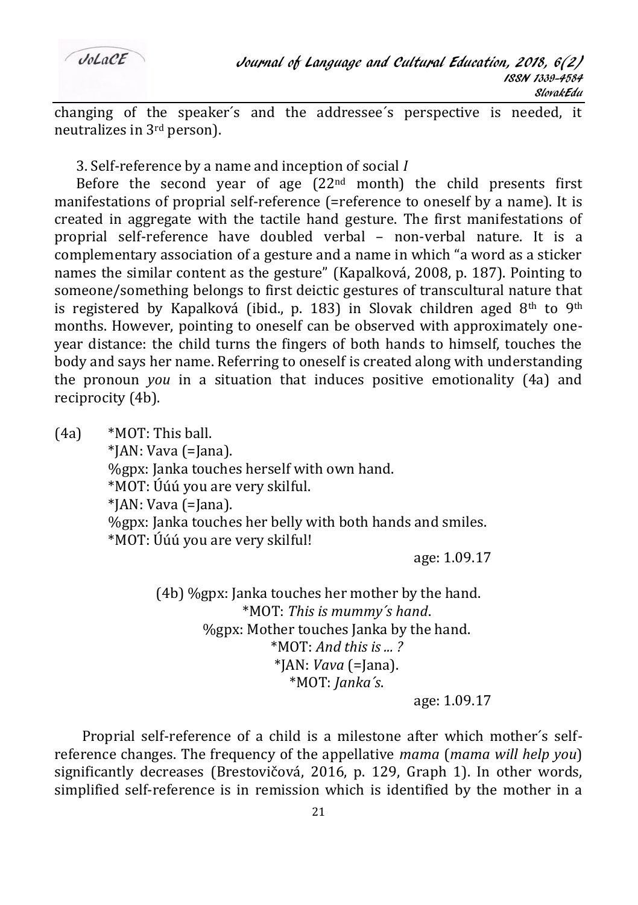changing of the speaker´s and the addressee´s perspective is needed, it neutralizes in 3rd person).

3. Self-reference by a name and inception of social *I*

Before the second year of age (22nd month) the child presents first manifestations of proprial self-reference (=reference to oneself by a name). It is created in aggregate with the tactile hand gesture. The first manifestations of proprial self-reference have doubled verbal – non-verbal nature. It is a complementary association of a gesture and a name in which "a word as a sticker names the similar content as the gesture" (Kapalková, 2008, p. 187). Pointing to someone/something belongs to first deictic gestures of transcultural nature that is registered by Kapalková (ibid., p. 183) in Slovak children aged 8th to 9th months. However, pointing to oneself can be observed with approximately one-year distance: the child turns the fingers of both hands to himself, touches the body and says her name. Referring to oneself is created along with understanding the pronoun *you* in a situation that induces positive emotionality (4a) and reciprocity (4b).

(4a) *MOT: This ball.
*JAN: Vava (=Jana).
%gpx: Janka touches herself with own hand.
*MOT: Úúú you are very skilful.
*JAN: Vava (=Jana).
%gpx: Janka touches her belly with both hands and smiles.
*MOT: Úúú you are very skilful!
age: 1.09.17

(4b) %gpx: Janka touches her mother by the hand.
*MOT: *This is mummy´s hand*.
%gpx: Mother touches Janka by the hand.
*MOT: *And this is ... ?*
*JAN: *Vava* (=Jana).
*MOT: *Janka´s*.
age: 1.09.17

Proprial self-reference of a child is a milestone after which mother´s self-reference changes. The frequency of the appellative *mama* (*mama will help you*) significantly decreases (Brestovičová, 2016, p. 129, Graph 1). In other words, simplified self-reference is in remission which is identified by the mother in a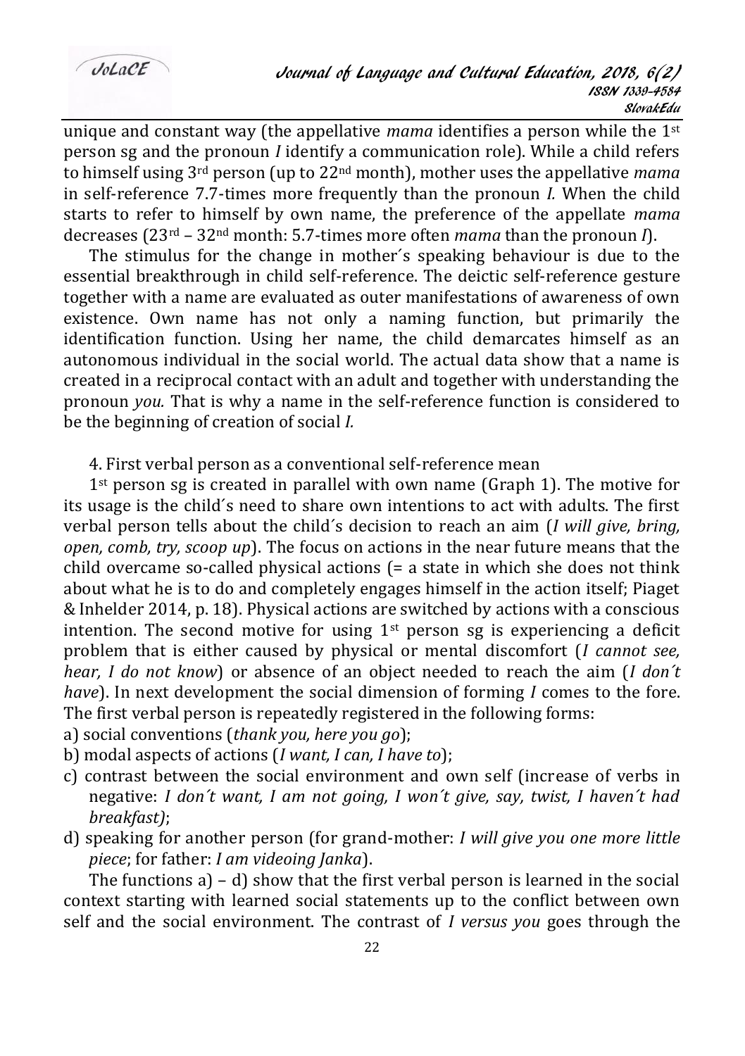unique and constant way (the appellative *mama* identifies a person while the 1st person sg and the pronoun *I* identify a communication role). While a child refers to himself using 3rd person (up to 22nd month), mother uses the appellative *mama* in self-reference 7.7-times more frequently than the pronoun *I.* When the child starts to refer to himself by own name, the preference of the appellate *mama* decreases (23rd – 32nd month: 5.7-times more often *mama* than the pronoun *I*).

The stimulus for the change in mother´s speaking behaviour is due to the essential breakthrough in child self-reference. The deictic self-reference gesture together with a name are evaluated as outer manifestations of awareness of own existence. Own name has not only a naming function, but primarily the identification function. Using her name, the child demarcates himself as an autonomous individual in the social world. The actual data show that a name is created in a reciprocal contact with an adult and together with understanding the pronoun *you.* That is why a name in the self-reference function is considered to be the beginning of creation of social *I.*

4. First verbal person as a conventional self-reference mean

1st person sg is created in parallel with own name (Graph 1). The motive for its usage is the child´s need to share own intentions to act with adults. The first verbal person tells about the child´s decision to reach an aim (*I will give, bring, open, comb, try, scoop up*). The focus on actions in the near future means that the child overcame so-called physical actions (= a state in which she does not think about what he is to do and completely engages himself in the action itself; Piaget & Inhelder 2014, p. 18). Physical actions are switched by actions with a conscious intention. The second motive for using 1st person sg is experiencing a deficit problem that is either caused by physical or mental discomfort (*I cannot see, hear, I do not know*) or absence of an object needed to reach the aim (*I don´t have*). In next development the social dimension of forming *I* comes to the fore. The first verbal person is repeatedly registered in the following forms:

a) social conventions (*thank you, here you go*);
b) modal aspects of actions (*I want, I can, I have to*);
c) contrast between the social environment and own self (increase of verbs in negative: *I don´t want, I am not going, I won´t give, say, twist, I haven´t had breakfast)*;
d) speaking for another person (for grand-mother: *I will give you one more little piece*; for father: *I am videoing Janka*).

The functions a) – d) show that the first verbal person is learned in the social context starting with learned social statements up to the conflict between own self and the social environment. The contrast of *I versus you* goes through the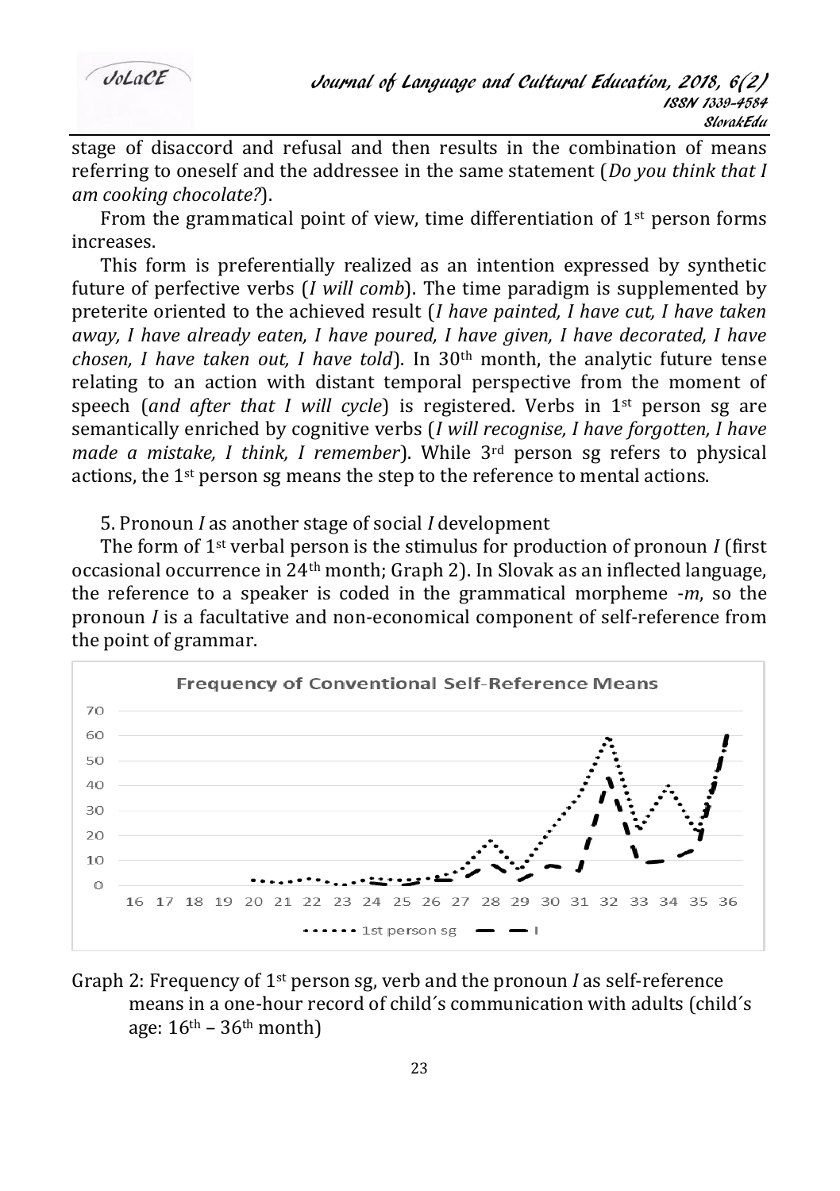stage of disaccord and refusal and then results in the combination of means referring to oneself and the addressee in the same statement (*Do you think that I am cooking chocolate?*).

From the grammatical point of view, time differentiation of 1st person forms increases.

This form is preferentially realized as an intention expressed by synthetic future of perfective verbs (*I will comb*). The time paradigm is supplemented by preterite oriented to the achieved result (*I have painted, I have cut, I have taken away, I have already eaten, I have poured, I have given, I have decorated, I have chosen, I have taken out, I have told*). In 30th month, the analytic future tense relating to an action with distant temporal perspective from the moment of speech (*and after that I will cycle*) is registered. Verbs in 1st person sg are semantically enriched by cognitive verbs (*I will recognise, I have forgotten, I have made a mistake, I think, I remember*). While 3rd person sg refers to physical actions, the 1st person sg means the step to the reference to mental actions.

5. Pronoun *I* as another stage of social *I* development

The form of 1st verbal person is the stimulus for production of pronoun *I* (first occasional occurrence in 24th month; Graph 2). In Slovak as an inflected language, the reference to a speaker is coded in the grammatical morpheme -*m*, so the pronoun *I* is a facultative and non-economical component of self-reference from the point of grammar.

Graph 2: Frequency of 1st person sg, verb and the pronoun *I* as self-reference means in a one-hour record of child´s communication with adults (child´s age: 16th – 36th month)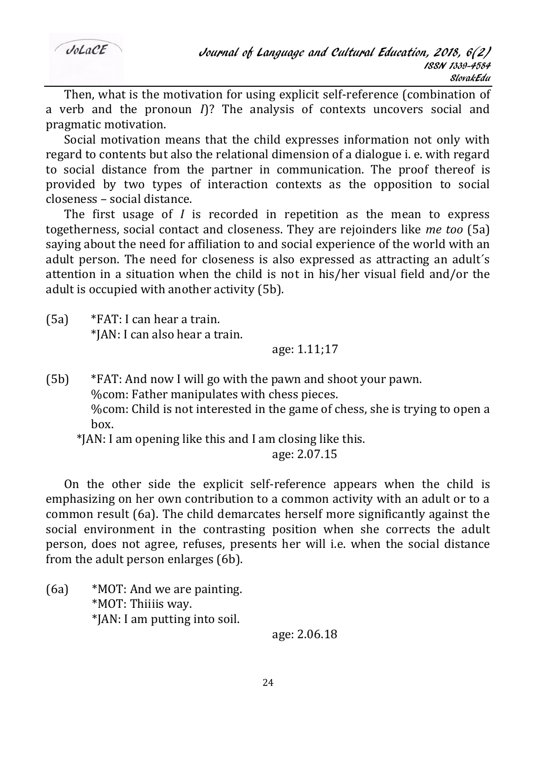Then, what is the motivation for using explicit self-reference (combination of a verb and the pronoun *I*)? The analysis of contexts uncovers social and pragmatic motivation.

Social motivation means that the child expresses information not only with regard to contents but also the relational dimension of a dialogue i. e. with regard to social distance from the partner in communication. The proof thereof is provided by two types of interaction contexts as the opposition to social closeness – social distance.

The first usage of *I* is recorded in repetition as the mean to express togetherness, social contact and closeness. They are rejoinders like *me too* (5a) saying about the need for affiliation to and social experience of the world with an adult person. The need for closeness is also expressed as attracting an adult´s attention in a situation when the child is not in his/her visual field and/or the adult is occupied with another activity (5b).

(5a) *FAT: I can hear a train.
*JAN: I can also hear a train.
age: 1.11;17

(5b) *FAT: And now I will go with the pawn and shoot your pawn.
%com: Father manipulates with chess pieces.
%com: Child is not interested in the game of chess, she is trying to open a box.
*JAN: I am opening like this and I am closing like this.
age: 2.07.15

On the other side the explicit self-reference appears when the child is emphasizing on her own contribution to a common activity with an adult or to a common result (6a). The child demarcates herself more significantly against the social environment in the contrasting position when she corrects the adult person, does not agree, refuses, presents her will i.e. when the social distance from the adult person enlarges (6b).

(6a) *MOT: And we are painting.
*MOT: Thiiiis way.
*JAN: I am putting into soil.
age: 2.06.18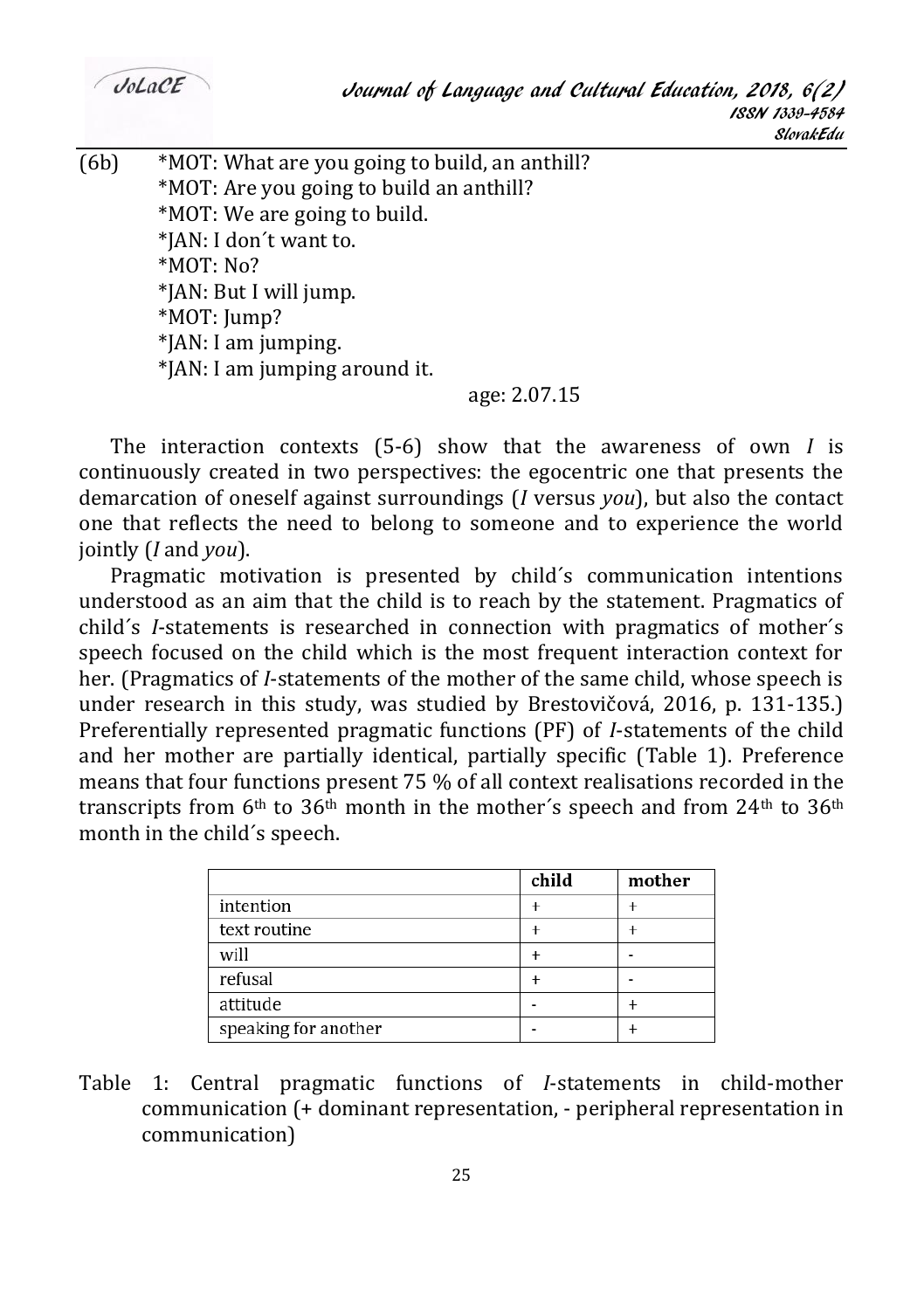(6b) *MOT: What are you going to build, an anthill?
*MOT: Are you going to build an anthill?
*MOT: We are going to build.
*JAN: I don´t want to.
*MOT: No?
*JAN: But I will jump.
*MOT: Jump?
*JAN: I am jumping.
*JAN: I am jumping around it.

age: 2.07.15

The interaction contexts (5-6) show that the awareness of own *I* is continuously created in two perspectives: the egocentric one that presents the demarcation of oneself against surroundings (*I* versus *you*), but also the contact one that reflects the need to belong to someone and to experience the world jointly (*I* and *you*).

Pragmatic motivation is presented by child´s communication intentions understood as an aim that the child is to reach by the statement. Pragmatics of child´s *I*-statements is researched in connection with pragmatics of mother´s speech focused on the child which is the most frequent interaction context for her. (Pragmatics of *I*-statements of the mother of the same child, whose speech is under research in this study, was studied by Brestovičová, 2016, p. 131-135.) Preferentially represented pragmatic functions (PF) of *I*-statements of the child and her mother are partially identical, partially specific (Table 1). Preference means that four functions present 75 % of all context realisations recorded in the transcripts from 6th to 36th month in the mother´s speech and from 24th to 36th month in the child´s speech.

| | child | mother |
|---|---|---|
| intention | + | + |
| text routine | + | + |
| will | + | - |
| refusal | + | - |
| attitude | - | + |
| speaking for another | - | + |

Table 1: Central pragmatic functions of *I*-statements in child-mother communication (+ dominant representation, - peripheral representation in communication)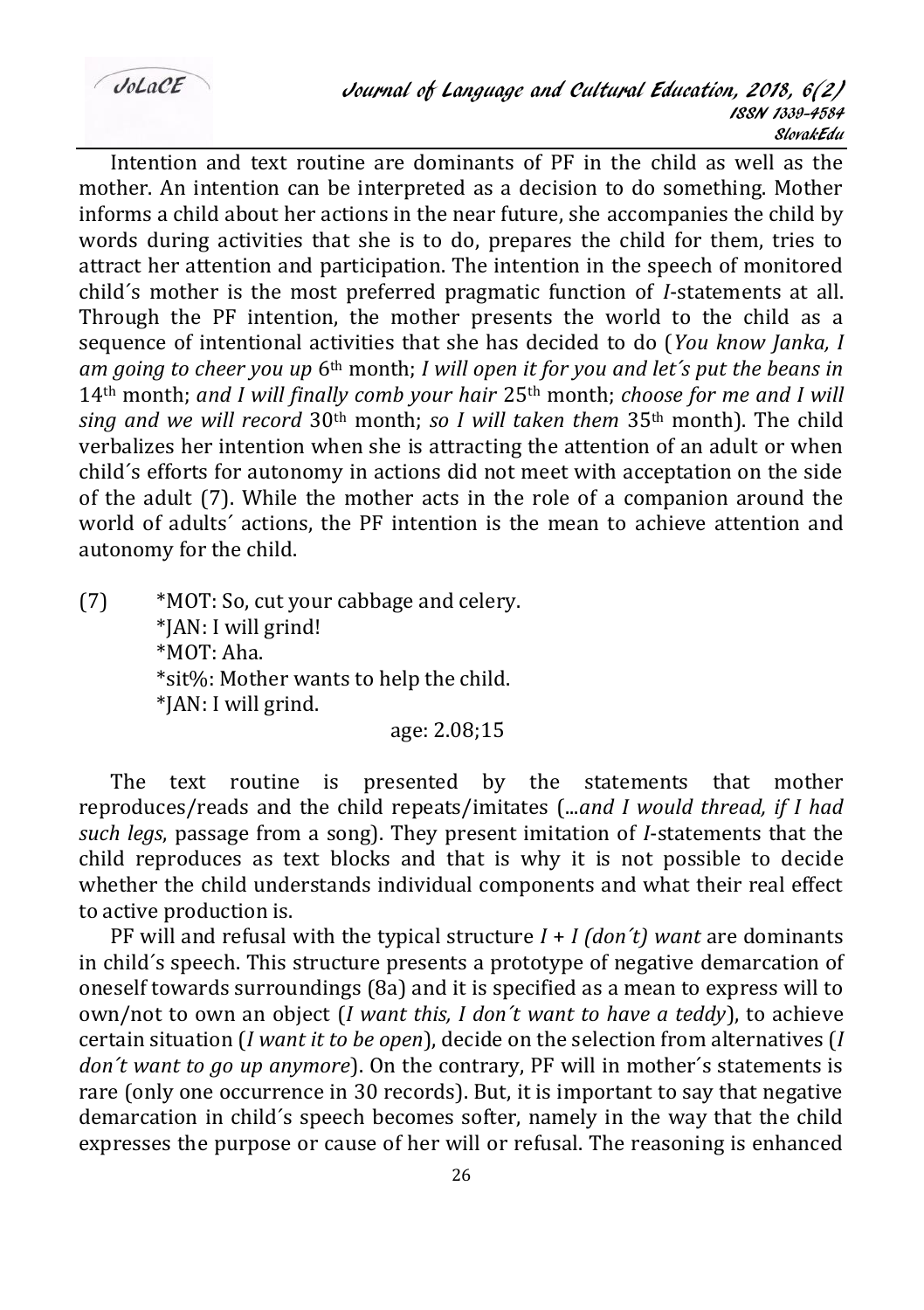Intention and text routine are dominants of PF in the child as well as the mother. An intention can be interpreted as a decision to do something. Mother informs a child about her actions in the near future, she accompanies the child by words during activities that she is to do, prepares the child for them, tries to attract her attention and participation. The intention in the speech of monitored child´s mother is the most preferred pragmatic function of *I*-statements at all. Through the PF intention, the mother presents the world to the child as a sequence of intentional activities that she has decided to do (*You know Janka, I am going to cheer you up* 6th month; *I will open it for you and let´s put the beans in* 14th month; *and I will finally comb your hair* 25th month; *choose for me and I will sing and we will record* 30th month; *so I will taken them* 35th month). The child verbalizes her intention when she is attracting the attention of an adult or when child´s efforts for autonomy in actions did not meet with acceptation on the side of the adult (7). While the mother acts in the role of a companion around the world of adults´ actions, the PF intention is the mean to achieve attention and autonomy for the child.

(7) *MOT: So, cut your cabbage and celery.
*JAN: I will grind!
*MOT: Aha.
*sit%: Mother wants to help the child.
*JAN: I will grind.
age: 2.08;15

The text routine is presented by the statements that mother reproduces/reads and the child repeats/imitates (...*and I would thread, if I had such legs*, passage from a song). They present imitation of *I*-statements that the child reproduces as text blocks and that is why it is not possible to decide whether the child understands individual components and what their real effect to active production is.

PF will and refusal with the typical structure *I + I (don´t) want* are dominants in child´s speech. This structure presents a prototype of negative demarcation of oneself towards surroundings (8a) and it is specified as a mean to express will to own/not to own an object (*I want this, I don´t want to have a teddy*), to achieve certain situation (*I want it to be open*), decide on the selection from alternatives (*I don´t want to go up anymore*). On the contrary, PF will in mother´s statements is rare (only one occurrence in 30 records). But, it is important to say that negative demarcation in child´s speech becomes softer, namely in the way that the child expresses the purpose or cause of her will or refusal. The reasoning is enhanced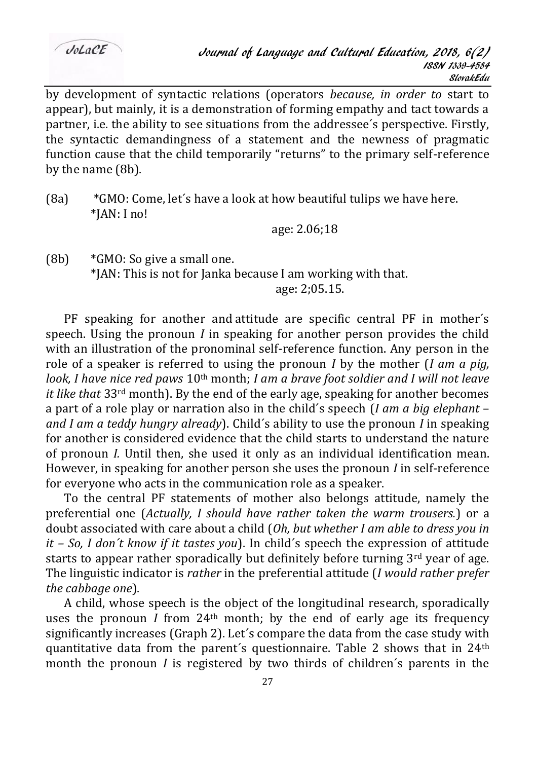by development of syntactic relations (operators *because, in order to* start to appear), but mainly, it is a demonstration of forming empathy and tact towards a partner, i.e. the ability to see situations from the addressee´s perspective. Firstly, the syntactic demandingness of a statement and the newness of pragmatic function cause that the child temporarily "returns" to the primary self-reference by the name (8b).

(8a) *GMO: Come, let´s have a look at how beautiful tulips we have here.
*JAN: I no!
age: 2.06;18

(8b) *GMO: So give a small one.
*JAN: This is not for Janka because I am working with that.
age: 2;05.15.

PF speaking for another and attitude are specific central PF in mother´s speech. Using the pronoun *I* in speaking for another person provides the child with an illustration of the pronominal self-reference function. Any person in the role of a speaker is referred to using the pronoun *I* by the mother (*I am a pig, look, I have nice red paws* 10th month; *I am a brave foot soldier and I will not leave it like that* 33rd month). By the end of the early age, speaking for another becomes a part of a role play or narration also in the child´s speech (*I am a big elephant – and I am a teddy hungry already*). Child´s ability to use the pronoun *I* in speaking for another is considered evidence that the child starts to understand the nature of pronoun *I.* Until then, she used it only as an individual identification mean. However, in speaking for another person she uses the pronoun *I* in self-reference for everyone who acts in the communication role as a speaker.

To the central PF statements of mother also belongs attitude, namely the preferential one (*Actually, I should have rather taken the warm trousers.*) or a doubt associated with care about a child (*Oh, but whether I am able to dress you in it – So, I don´t know if it tastes you*). In child´s speech the expression of attitude starts to appear rather sporadically but definitely before turning 3rd year of age. The linguistic indicator is *rather* in the preferential attitude (*I would rather prefer the cabbage one*).

A child, whose speech is the object of the longitudinal research, sporadically uses the pronoun *I* from 24th month; by the end of early age its frequency significantly increases (Graph 2). Let´s compare the data from the case study with quantitative data from the parent´s questionnaire. Table 2 shows that in 24th month the pronoun *I* is registered by two thirds of children´s parents in the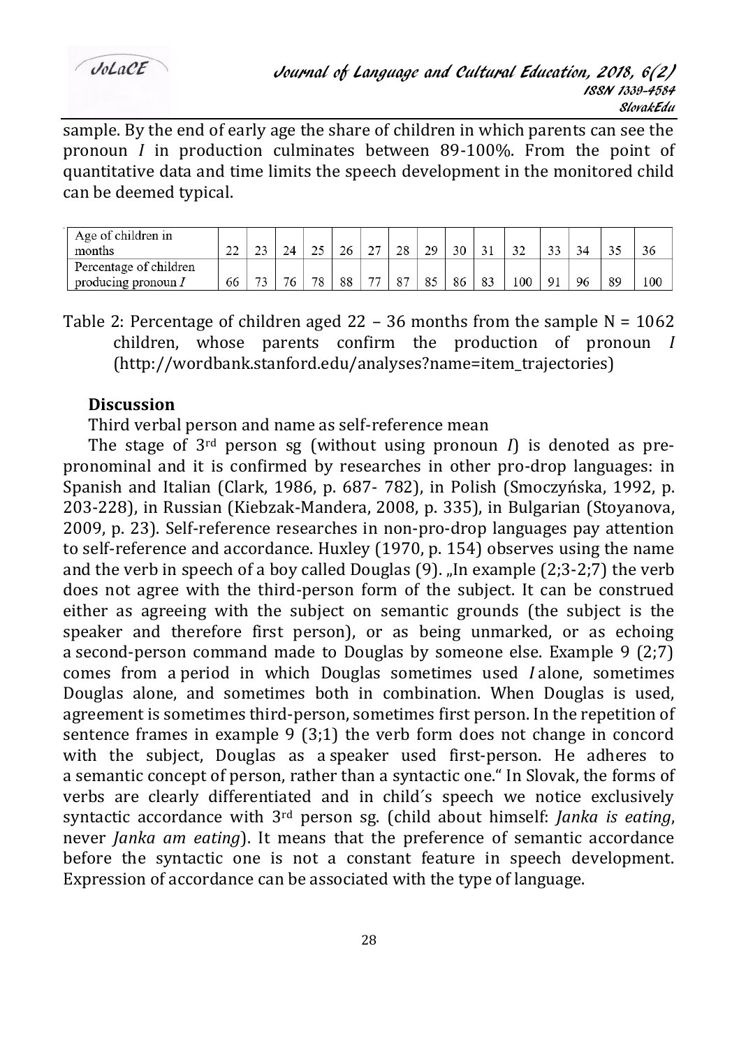sample. By the end of early age the share of children in which parents can see the pronoun *I* in production culminates between 89-100%. From the point of quantitative data and time limits the speech development in the monitored child can be deemed typical.

| Age of children in months | 22 | 23 | 24 | 25 | 26 | 27 | 28 | 29 | 30 | 31 | 32 | 33 | 34 | 35 | 36 |
|---|---|---|---|---|---|---|---|---|---|---|---|---|---|---|---|
| Percentage of children producing pronoun *I* | 66 | 73 | 76 | 78 | 88 | 77 | 87 | 85 | 86 | 83 | 100 | 91 | 96 | 89 | 100 |

Table 2: Percentage of children aged 22 – 36 months from the sample N = 1062 children, whose parents confirm the production of pronoun *I* (http://wordbank.stanford.edu/analyses?name=item_trajectories)

### Discussion

Third verbal person and name as self-reference mean

The stage of 3rd person sg (without using pronoun *I*) is denoted as pre-pronominal and it is confirmed by researches in other pro-drop languages: in Spanish and Italian (Clark, 1986, p. 687- 782), in Polish (Smoczyńska, 1992, p. 203-228), in Russian (Kiebzak-Mandera, 2008, p. 335), in Bulgarian (Stoyanova, 2009, p. 23). Self-reference researches in non-pro-drop languages pay attention to self-reference and accordance. Huxley (1970, p. 154) observes using the name and the verb in speech of a boy called Douglas (9). „In example (2;3-2;7) the verb does not agree with the third-person form of the subject. It can be construed either as agreeing with the subject on semantic grounds (the subject is the speaker and therefore first person), or as being unmarked, or as echoing a second-person command made to Douglas by someone else. Example 9 (2;7) comes from a period in which Douglas sometimes used *I* alone, sometimes Douglas alone, and sometimes both in combination. When Douglas is used, agreement is sometimes third-person, sometimes first person. In the repetition of sentence frames in example 9 (3;1) the verb form does not change in concord with the subject, Douglas as a speaker used first-person. He adheres to a semantic concept of person, rather than a syntactic one." In Slovak, the forms of verbs are clearly differentiated and in child´s speech we notice exclusively syntactic accordance with 3rd person sg. (child about himself: *Janka is eating*, never *Janka am eating*). It means that the preference of semantic accordance before the syntactic one is not a constant feature in speech development. Expression of accordance can be associated with the type of language.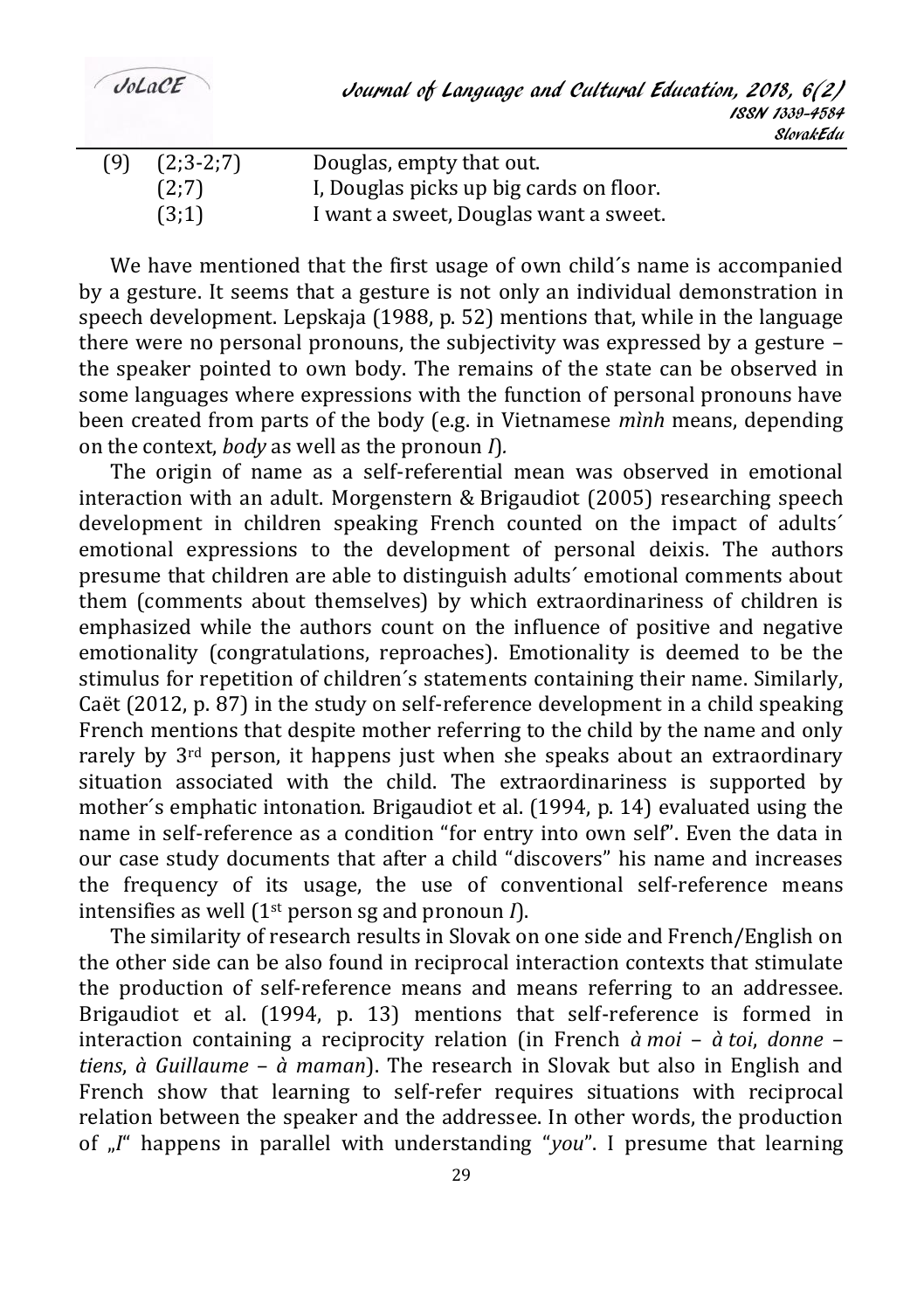(9) (2;3-2;7) Douglas, empty that out.
(2;7) I, Douglas picks up big cards on floor.
(3;1) I want a sweet, Douglas want a sweet.

We have mentioned that the first usage of own child´s name is accompanied by a gesture. It seems that a gesture is not only an individual demonstration in speech development. Lepskaja (1988, p. 52) mentions that, while in the language there were no personal pronouns, the subjectivity was expressed by a gesture – the speaker pointed to own body. The remains of the state can be observed in some languages where expressions with the function of personal pronouns have been created from parts of the body (e.g. in Vietnamese *mình* means, depending on the context, *body* as well as the pronoun *I*).

The origin of name as a self-referential mean was observed in emotional interaction with an adult. Morgenstern & Brigaudiot (2005) researching speech development in children speaking French counted on the impact of adults´ emotional expressions to the development of personal deixis. The authors presume that children are able to distinguish adults´ emotional comments about them (comments about themselves) by which extraordinariness of children is emphasized while the authors count on the influence of positive and negative emotionality (congratulations, reproaches). Emotionality is deemed to be the stimulus for repetition of children´s statements containing their name. Similarly, Caët (2012, p. 87) in the study on self-reference development in a child speaking French mentions that despite mother referring to the child by the name and only rarely by 3rd person, it happens just when she speaks about an extraordinary situation associated with the child. The extraordinariness is supported by mother´s emphatic intonation. Brigaudiot et al. (1994, p. 14) evaluated using the name in self-reference as a condition "for entry into own self". Even the data in our case study documents that after a child "discovers" his name and increases the frequency of its usage, the use of conventional self-reference means intensifies as well (1st person sg and pronoun *I*).

The similarity of research results in Slovak on one side and French/English on the other side can be also found in reciprocal interaction contexts that stimulate the production of self-reference means and means referring to an addressee. Brigaudiot et al. (1994, p. 13) mentions that self-reference is formed in interaction containing a reciprocity relation (in French *à moi* – *à toi*, *donne* – *tiens*, *à Guillaume* – *à maman*). The research in Slovak but also in English and French show that learning to self-refer requires situations with reciprocal relation between the speaker and the addressee. In other words, the production of „*I*" happens in parallel with understanding "*you*". I presume that learning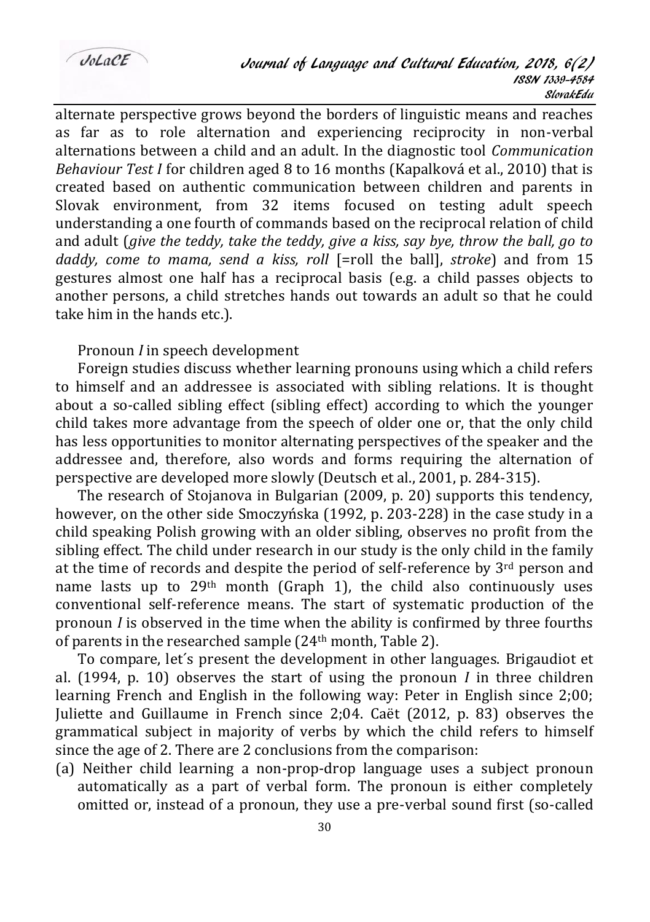alternate perspective grows beyond the borders of linguistic means and reaches as far as to role alternation and experiencing reciprocity in non-verbal alternations between a child and an adult. In the diagnostic tool *Communication Behaviour Test I* for children aged 8 to 16 months (Kapalková et al., 2010) that is created based on authentic communication between children and parents in Slovak environment, from 32 items focused on testing adult speech understanding a one fourth of commands based on the reciprocal relation of child and adult (*give the teddy, take the teddy, give a kiss, say bye, throw the ball, go to daddy, come to mama, send a kiss, roll* [=roll the ball], *stroke*) and from 15 gestures almost one half has a reciprocal basis (e.g. a child passes objects to another persons, a child stretches hands out towards an adult so that he could take him in the hands etc.).

Pronoun *I* in speech development

Foreign studies discuss whether learning pronouns using which a child refers to himself and an addressee is associated with sibling relations. It is thought about a so-called sibling effect (sibling effect) according to which the younger child takes more advantage from the speech of older one or, that the only child has less opportunities to monitor alternating perspectives of the speaker and the addressee and, therefore, also words and forms requiring the alternation of perspective are developed more slowly (Deutsch et al., 2001, p. 284-315).

The research of Stojanova in Bulgarian (2009, p. 20) supports this tendency, however, on the other side Smoczyńska (1992, p. 203-228) in the case study in a child speaking Polish growing with an older sibling, observes no profit from the sibling effect. The child under research in our study is the only child in the family at the time of records and despite the period of self-reference by 3rd person and name lasts up to 29th month (Graph 1), the child also continuously uses conventional self-reference means. The start of systematic production of the pronoun *I* is observed in the time when the ability is confirmed by three fourths of parents in the researched sample (24th month, Table 2).

To compare, let´s present the development in other languages. Brigaudiot et al. (1994, p. 10) observes the start of using the pronoun *I* in three children learning French and English in the following way: Peter in English since 2;00; Juliette and Guillaume in French since 2;04. Caët (2012, p. 83) observes the grammatical subject in majority of verbs by which the child refers to himself since the age of 2. There are 2 conclusions from the comparison:

(a) Neither child learning a non-prop-drop language uses a subject pronoun automatically as a part of verbal form. The pronoun is either completely omitted or, instead of a pronoun, they use a pre-verbal sound first (so-called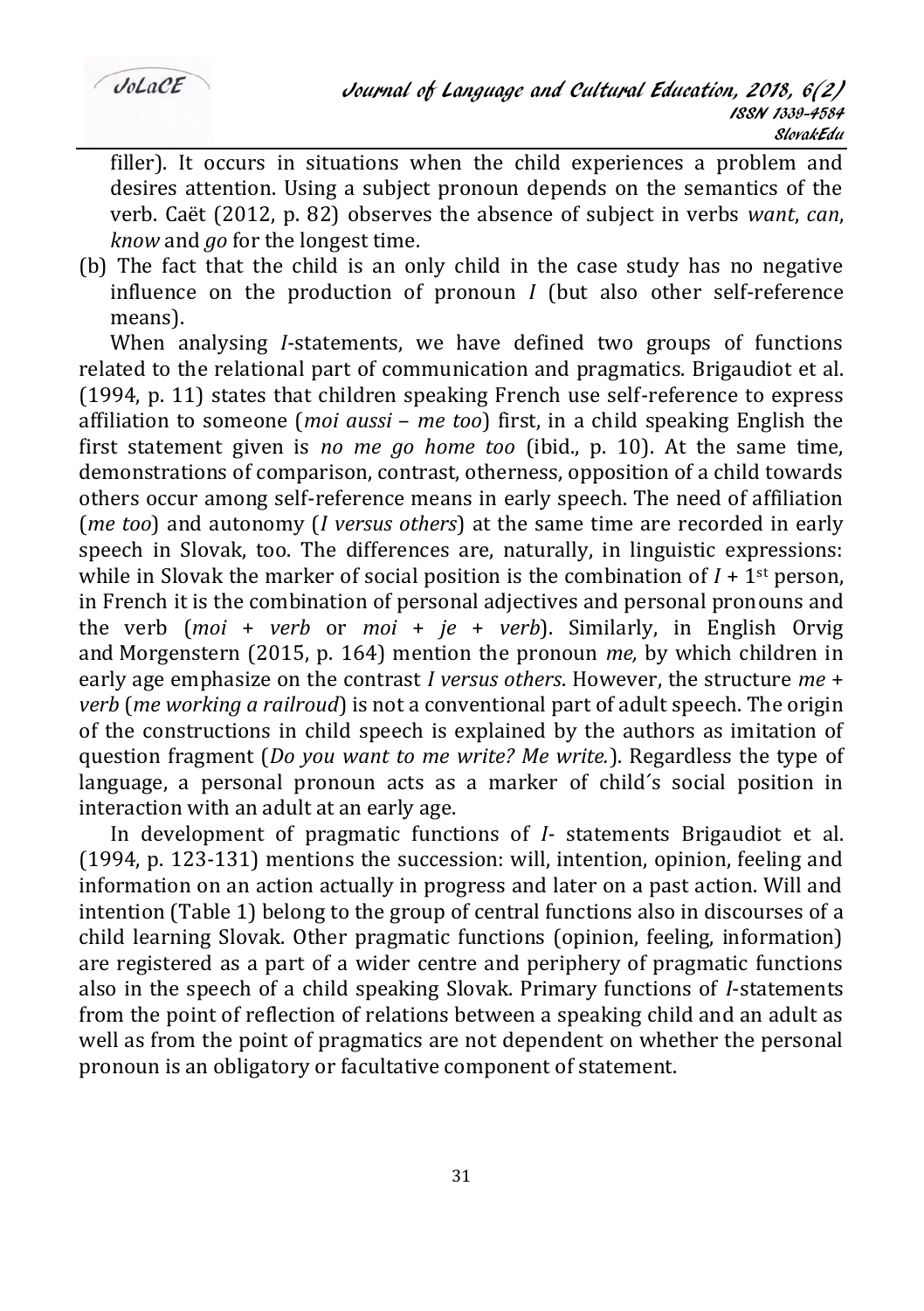filler). It occurs in situations when the child experiences a problem and desires attention. Using a subject pronoun depends on the semantics of the verb. Caët (2012, p. 82) observes the absence of subject in verbs *want*, *can*, *know* and *go* for the longest time.

(b) The fact that the child is an only child in the case study has no negative influence on the production of pronoun *I* (but also other self-reference means).

When analysing *I*-statements, we have defined two groups of functions related to the relational part of communication and pragmatics. Brigaudiot et al. (1994, p. 11) states that children speaking French use self-reference to express affiliation to someone (*moi aussi* – *me too*) first, in a child speaking English the first statement given is *no me go home too* (ibid., p. 10). At the same time, demonstrations of comparison, contrast, otherness, opposition of a child towards others occur among self-reference means in early speech. The need of affiliation (*me too*) and autonomy (*I versus others*) at the same time are recorded in early speech in Slovak, too. The differences are, naturally, in linguistic expressions: while in Slovak the marker of social position is the combination of *I* + 1st person, in French it is the combination of personal adjectives and personal pronouns and the verb (*moi* + *verb* or *moi* + *je* + *verb*). Similarly, in English Orvig and Morgenstern (2015, p. 164) mention the pronoun *me,* by which children in early age emphasize on the contrast *I versus others*. However, the structure *me* + *verb* (*me working a railroud*) is not a conventional part of adult speech. The origin of the constructions in child speech is explained by the authors as imitation of question fragment (*Do you want to me write? Me write.*). Regardless the type of language, a personal pronoun acts as a marker of child´s social position in interaction with an adult at an early age.

In development of pragmatic functions of *I*- statements Brigaudiot et al. (1994, p. 123-131) mentions the succession: will, intention, opinion, feeling and information on an action actually in progress and later on a past action. Will and intention (Table 1) belong to the group of central functions also in discourses of a child learning Slovak. Other pragmatic functions (opinion, feeling, information) are registered as a part of a wider centre and periphery of pragmatic functions also in the speech of a child speaking Slovak. Primary functions of *I*-statements from the point of reflection of relations between a speaking child and an adult as well as from the point of pragmatics are not dependent on whether the personal pronoun is an obligatory or facultative component of statement.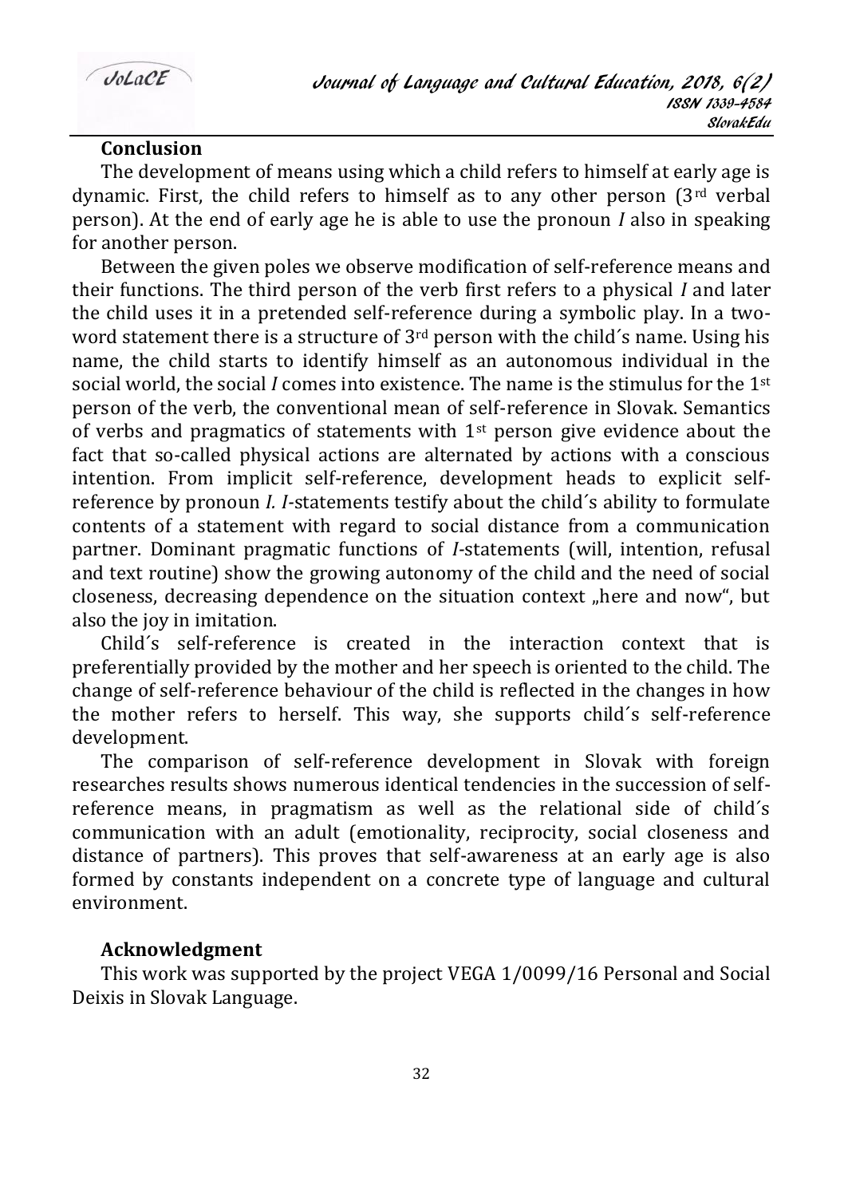## Conclusion

The development of means using which a child refers to himself at early age is dynamic. First, the child refers to himself as to any other person (3rd verbal person). At the end of early age he is able to use the pronoun *I* also in speaking for another person.

Between the given poles we observe modification of self-reference means and their functions. The third person of the verb first refers to a physical *I* and later the child uses it in a pretended self-reference during a symbolic play. In a two-word statement there is a structure of 3rd person with the child´s name. Using his name, the child starts to identify himself as an autonomous individual in the social world, the social *I* comes into existence. The name is the stimulus for the 1st person of the verb, the conventional mean of self-reference in Slovak. Semantics of verbs and pragmatics of statements with 1st person give evidence about the fact that so-called physical actions are alternated by actions with a conscious intention. From implicit self-reference, development heads to explicit self-reference by pronoun *I*. *I*-statements testify about the child´s ability to formulate contents of a statement with regard to social distance from a communication partner. Dominant pragmatic functions of *I*-statements (will, intention, refusal and text routine) show the growing autonomy of the child and the need of social closeness, decreasing dependence on the situation context „here and now", but also the joy in imitation.

Child´s self-reference is created in the interaction context that is preferentially provided by the mother and her speech is oriented to the child. The change of self-reference behaviour of the child is reflected in the changes in how the mother refers to herself. This way, she supports child´s self-reference development.

The comparison of self-reference development in Slovak with foreign researches results shows numerous identical tendencies in the succession of self-reference means, in pragmatism as well as the relational side of child´s communication with an adult (emotionality, reciprocity, social closeness and distance of partners). This proves that self-awareness at an early age is also formed by constants independent on a concrete type of language and cultural environment.

## Acknowledgment

This work was supported by the project VEGA 1/0099/16 Personal and Social Deixis in Slovak Language.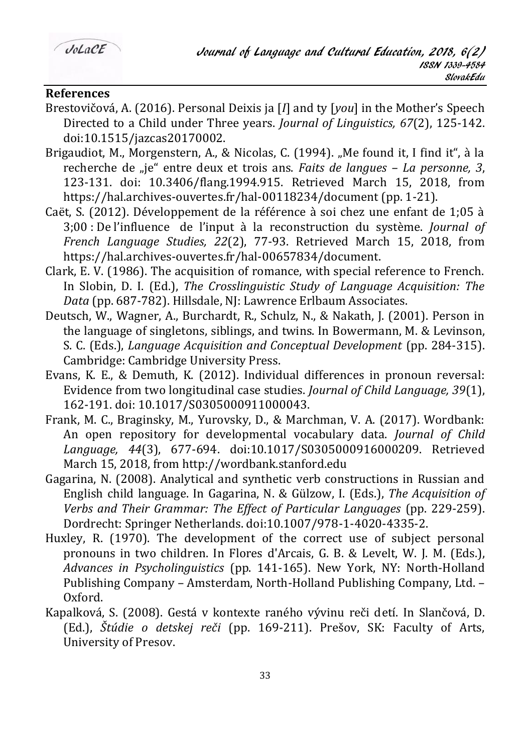**References**

Brestovičová, A. (2016). Personal Deixis ja [*I*] and ty [*you*] in the Mother's Speech Directed to a Child under Three years. *Journal of Linguistics, 67*(2), 125-142. doi:10.1515/jazcas20170002.

Brigaudiot, M., Morgenstern, A., & Nicolas, C. (1994). „Me found it, I find it", à la recherche de „je" entre deux et trois ans. *Faits de langues – La personne, 3*, 123-131. doi: 10.3406/flang.1994.915. Retrieved March 15, 2018, from https://hal.archives-ouvertes.fr/hal-00118234/document (pp. 1-21).

Caët, S. (2012). Développement de la référence à soi chez une enfant de 1;05 à 3;00 : De l'influence de l'input à la reconstruction du système. *Journal of French Language Studies, 22*(2), 77-93. Retrieved March 15, 2018, from https://hal.archives-ouvertes.fr/hal-00657834/document.

Clark, E. V. (1986). The acquisition of romance, with special reference to French. In Slobin, D. I. (Ed.), *The Crosslinguistic Study of Language Acquisition: The Data* (pp. 687-782). Hillsdale, NJ: Lawrence Erlbaum Associates.

Deutsch, W., Wagner, A., Burchardt, R., Schulz, N., & Nakath, J. (2001). Person in the language of singletons, siblings, and twins. In Bowermann, M. & Levinson, S. C. (Eds.), *Language Acquisition and Conceptual Development* (pp. 284-315). Cambridge: Cambridge University Press.

Evans, K. E., & Demuth, K. (2012). Individual differences in pronoun reversal: Evidence from two longitudinal case studies. *Journal of Child Language, 39*(1), 162-191. doi: 10.1017/S0305000911000043.

Frank, M. C., Braginsky, M., Yurovsky, D., & Marchman, V. A. (2017). Wordbank: An open repository for developmental vocabulary data. *Journal of Child Language, 44*(3), 677-694. doi:10.1017/S0305000916000209. Retrieved March 15, 2018, from http://wordbank.stanford.edu

Gagarina, N. (2008). Analytical and synthetic verb constructions in Russian and English child language. In Gagarina, N. & Gülzow, I. (Eds.), *The Acquisition of Verbs and Their Grammar: The Effect of Particular Languages* (pp. 229-259). Dordrecht: Springer Netherlands. doi:10.1007/978-1-4020-4335-2.

Huxley, R. (1970). The development of the correct use of subject personal pronouns in two children. In Flores d'Arcais, G. B. & Levelt, W. J. M. (Eds.), *Advances in Psycholinguistics* (pp. 141-165). New York, NY: North-Holland Publishing Company – Amsterdam, North-Holland Publishing Company, Ltd. – Oxford.

Kapalková, S. (2008). Gestá v kontexte raného vývinu reči detí. In Slančová, D. (Ed.), *Štúdie o detskej reči* (pp. 169-211). Prešov, SK: Faculty of Arts, University of Presov.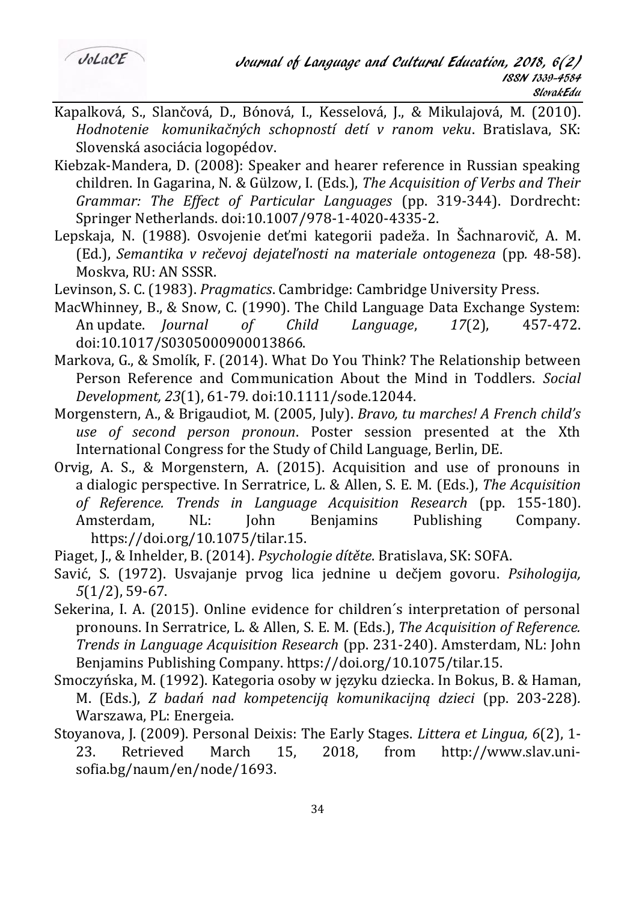Kapalková, S., Slančová, D., Bónová, I., Kesselová, J., & Mikulajová, M. (2010). *Hodnotenie komunikačných schopností detí v ranom veku*. Bratislava, SK: Slovenská asociácia logopédov.

Kiebzak-Mandera, D. (2008): Speaker and hearer reference in Russian speaking children. In Gagarina, N. & Gülzow, I. (Eds.), *The Acquisition of Verbs and Their Grammar: The Effect of Particular Languages* (pp. 319-344). Dordrecht: Springer Netherlands. doi:10.1007/978-1-4020-4335-2.

Lepskaja, N. (1988). Osvojenie deťmi kategorii padeža. In Šachnarovič, A. M. (Ed.), *Semantika v rečevoj dejateľnosti na materiale ontogeneza* (pp. 48-58). Moskva, RU: AN SSSR.

Levinson, S. C. (1983). *Pragmatics*. Cambridge: Cambridge University Press.

MacWhinney, B., & Snow, C. (1990). The Child Language Data Exchange System: An update. *Journal of Child Language*, *17*(2), 457-472. doi:10.1017/S0305000900013866.

Markova, G., & Smolík, F. (2014). What Do You Think? The Relationship between Person Reference and Communication About the Mind in Toddlers. *Social Development, 23*(1), 61-79. doi:10.1111/sode.12044.

Morgenstern, A., & Brigaudiot, M. (2005, July). *Bravo, tu marches! A French child's use of second person pronoun*. Poster session presented at the Xth International Congress for the Study of Child Language, Berlin, DE.

Orvig, A. S., & Morgenstern, A. (2015). Acquisition and use of pronouns in a dialogic perspective. In Serratrice, L. & Allen, S. E. M. (Eds.), *The Acquisition of Reference. Trends in Language Acquisition Research* (pp. 155-180). Amsterdam, NL: John Benjamins Publishing Company. https://doi.org/10.1075/tilar.15.

Piaget, J., & Inhelder, B. (2014). *Psychologie dítěte*. Bratislava, SK: SOFA.

Savić, S. (1972). Usvajanje prvog lica jednine u dečjem govoru. *Psihologija, 5*(1/2), 59-67.

Sekerina, I. A. (2015). Online evidence for children´s interpretation of personal pronouns. In Serratrice, L. & Allen, S. E. M. (Eds.), *The Acquisition of Reference. Trends in Language Acquisition Research* (pp. 231-240). Amsterdam, NL: John Benjamins Publishing Company. https://doi.org/10.1075/tilar.15.

Smoczyńska, M. (1992). Kategoria osoby w języku dziecka. In Bokus, B. & Haman, M. (Eds.), *Z badań nad kompetenciją komunikacijną dzieci* (pp. 203-228). Warszawa, PL: Energeia.

Stoyanova, J. (2009). Personal Deixis: The Early Stages. *Littera et Lingua, 6*(2), 1-23. Retrieved March 15, 2018, from http://www.slav.uni-sofia.bg/naum/en/node/1693.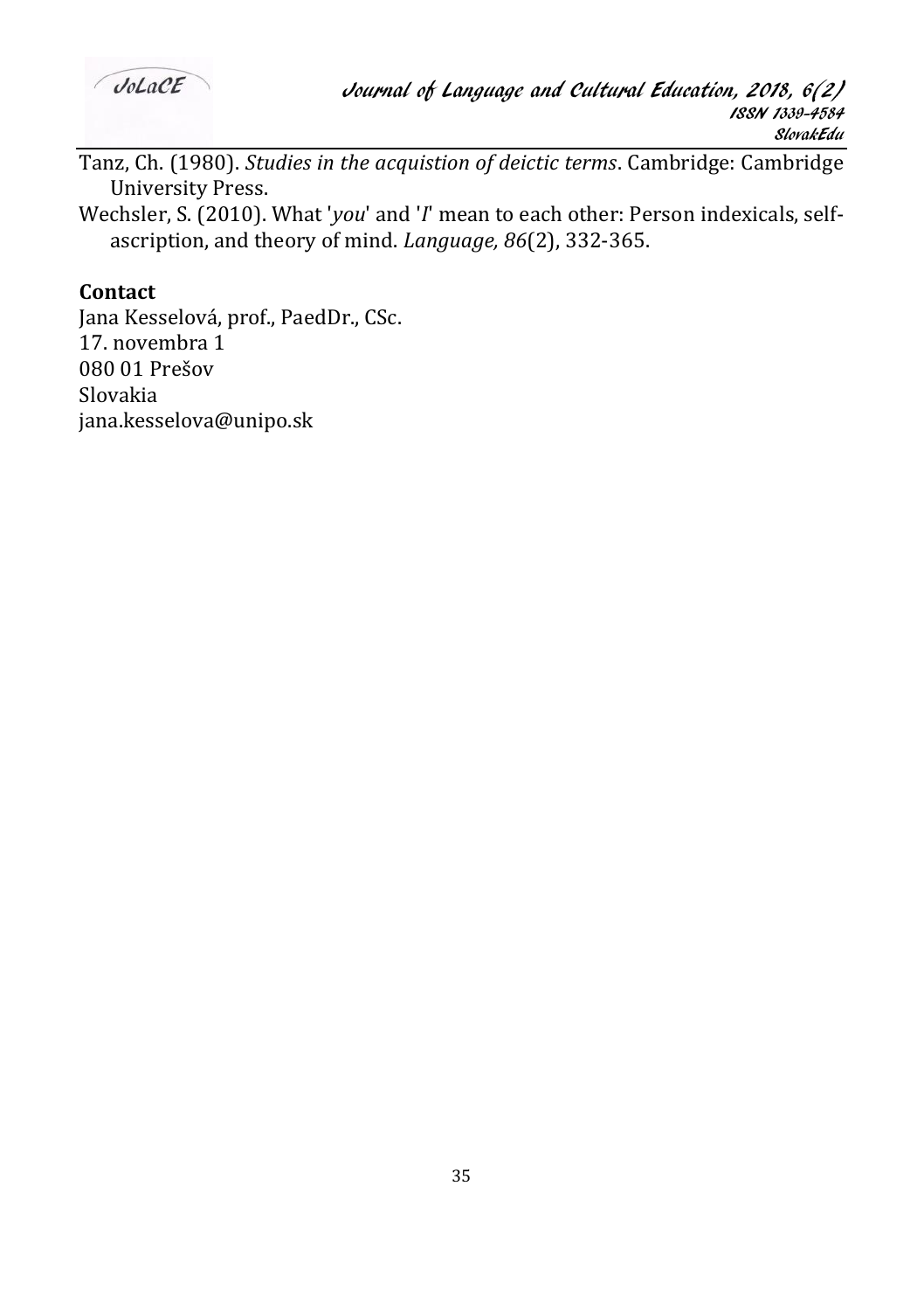Tanz, Ch. (1980). *Studies in the acquistion of deictic terms*. Cambridge: Cambridge University Press.

Wechsler, S. (2010). What '*you*' and '*I*' mean to each other: Person indexicals, self-ascription, and theory of mind. *Language, 86*(2), 332-365.

## Contact

Jana Kesselová, prof., PaedDr., CSc.
17. novembra 1
080 01 Prešov
Slovakia
jana.kesselova@unipo.sk